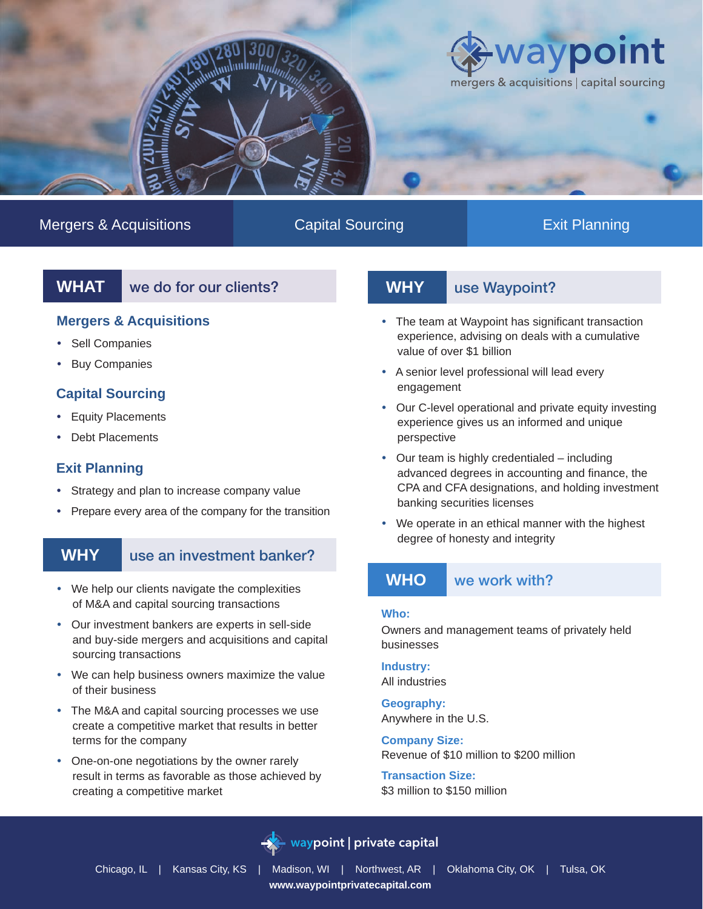# waypoint

mergers & acquisitions | capital sourcing

Mergers & Acquisitions | Capital Sourcing | Exit Planning

## WHAT we do for our clients?

### Mergers & Acquisitions

- Sell Companies
- Buy Companies

### Capital Sourcing

- Equity Placements
- Debt Placements

### Exit Planning

- Strategy and plan to increase company value
- Prepare every area of the company for the transition

## WHY use an investment banker?

- We help our clients navigate the complexities of M&A and capital sourcing transactions
- Our investment bankers are experts in sell-side and buy-side mergers and acquisitions and capital sourcing transactions
- We can help business owners maximize the value of their business
- The M&A and capital sourcing processes we use create a competitive market that results in better terms for the company
- One-on-one negotiations by the owner rarely result in terms as favorable as those achieved by creating a competitive market

## WHY use Waypoint?

- The team at Waypoint has significant transaction experience, advising on deals with a cumulative value of over $1 billion
- A senior level professional will lead every engagement
- Our C-level operational and private equity investing experience gives us an informed and unique perspective
- Our team is highly credentialed – including advanced degrees in accounting and finance, the CPA and CFA designations, and holding investment banking securities licenses
- We operate in an ethical manner with the highest degree of honesty and integrity

## WHO we work with?

**Who:**
Owners and management teams of privately held businesses

**Industry:**
All industries

**Geography:**
Anywhere in the U.S.

**Company Size:**
Revenue of $10 million to $200 million

**Transaction Size:**
$3 million to $150 million

waypoint | private capital

Chicago, IL | Kansas City, KS | Madison, WI | Northwest, AR | Oklahoma City, OK | Tulsa, OK

**www.waypointprivatecapital.com**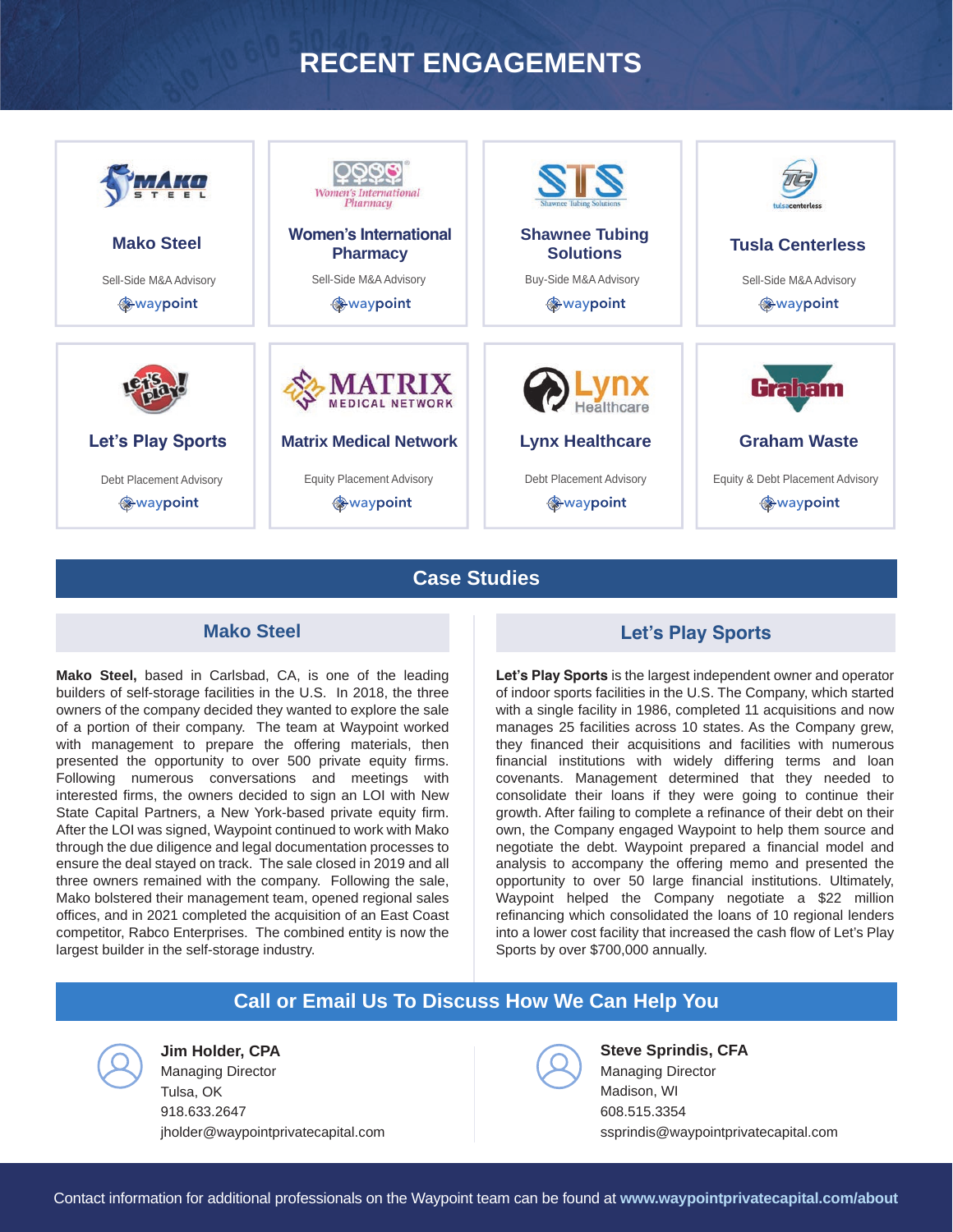# RECENT ENGAGEMENTS

### Mako Steel
Sell-Side M&A Advisory
waypoint

### Women's International Pharmacy
Sell-Side M&A Advisory
waypoint

### Shawnee Tubing Solutions
Buy-Side M&A Advisory
waypoint

### Tusla Centerless
Sell-Side M&A Advisory
waypoint

### Let's Play Sports
Debt Placement Advisory
waypoint

### Matrix Medical Network
Equity Placement Advisory
waypoint

### Lynx Healthcare
Debt Placement Advisory
waypoint

### Graham Waste
Equity & Debt Placement Advisory
waypoint

## Case Studies

### Mako Steel

**Mako Steel,** based in Carlsbad, CA, is one of the leading builders of self-storage facilities in the U.S. In 2018, the three owners of the company decided they wanted to explore the sale of a portion of their company. The team at Waypoint worked with management to prepare the offering materials, then presented the opportunity to over 500 private equity firms. Following numerous conversations and meetings with interested firms, the owners decided to sign an LOI with New State Capital Partners, a New York-based private equity firm. After the LOI was signed, Waypoint continued to work with Mako through the due diligence and legal documentation processes to ensure the deal stayed on track. The sale closed in 2019 and all three owners remained with the company. Following the sale, Mako bolstered their management team, opened regional sales offices, and in 2021 completed the acquisition of an East Coast competitor, Rabco Enterprises. The combined entity is now the largest builder in the self-storage industry.

### Let's Play Sports

**Let's Play Sports** is the largest independent owner and operator of indoor sports facilities in the U.S. The Company, which started with a single facility in 1986, completed 11 acquisitions and now manages 25 facilities across 10 states. As the Company grew, they financed their acquisitions and facilities with numerous financial institutions with widely differing terms and loan covenants. Management determined that they needed to consolidate their loans if they were going to continue their growth. After failing to complete a refinance of their debt on their own, the Company engaged Waypoint to help them source and negotiate the debt. Waypoint prepared a financial model and analysis to accompany the offering memo and presented the opportunity to over 50 large financial institutions. Ultimately, Waypoint helped the Company negotiate a $22 million refinancing which consolidated the loans of 10 regional lenders into a lower cost facility that increased the cash flow of Let's Play Sports by over $700,000 annually.

## Call or Email Us To Discuss How We Can Help You

**Jim Holder, CPA**
Managing Director
Tulsa, OK
918.633.2647
jholder@waypointprivatecapital.com

**Steve Sprindis, CFA**
Managing Director
Madison, WI
608.515.3354
ssprindis@waypointprivatecapital.com

Contact information for additional professionals on the Waypoint team can be found at **www.waypointprivatecapital.com/about**